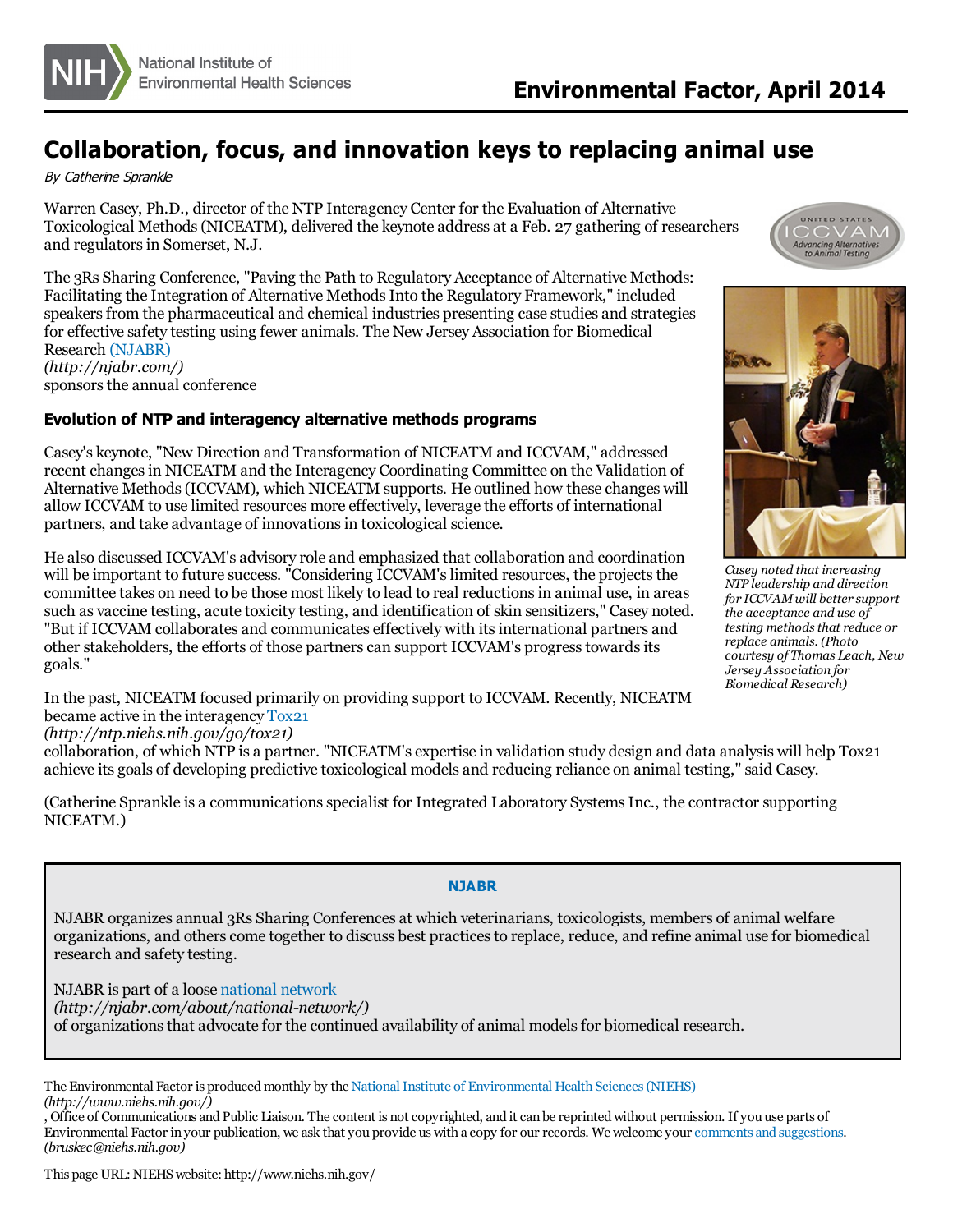# Collaboration, focus, and innovation keys to replacing animal use

*By Catherine Sprankle*

Warren Casey, Ph.D., director of the NTP Interagency Center for the Evaluation of Alternative Toxicological Methods (NICEATM), delivered the keynote address at a Feb. 27 gathering of researchers and regulators in Somerset, N.J.

The 3Rs Sharing Conference, "Paving the Path to Regulatory Acceptance of Alternative Methods: Facilitating the Integration of Alternative Methods Into the Regulatory Framework," included speakers from the pharmaceutical and chemical industries presenting case studies and strategies for effective safety testing using fewer animals. The New Jersey Association for Biomedical Research (NJABR) *(http://njabr.com/)* sponsors the annual conference

*Casey noted that increasing NTP leadership and direction for ICCVAM will better support the acceptance and use of testing methods that reduce or replace animals. (Photo courtesy of Thomas Leach, New Jersey Association for Biomedical Research)*

### Evolution of NTP and interagency alternative methods programs

Casey's keynote, "New Direction and Transformation of NICEATM and ICCVAM," addressed recent changes in NICEATM and the Interagency Coordinating Committee on the Validation of Alternative Methods (ICCVAM), which NICEATM supports. He outlined how these changes will allow ICCVAM to use limited resources more effectively, leverage the efforts of international partners, and take advantage of innovations in toxicological science.

He also discussed ICCVAM's advisory role and emphasized that collaboration and coordination will be important to future success. "Considering ICCVAM's limited resources, the projects the committee takes on need to be those most likely to lead to real reductions in animal use, in areas such as vaccine testing, acute toxicity testing, and identification of skin sensitizers," Casey noted. "But if ICCVAM collaborates and communicates effectively with its international partners and other stakeholders, the efforts of those partners can support ICCVAM's progress towards its goals."

In the past, NICEATM focused primarily on providing support to ICCVAM. Recently, NICEATM became active in the interagency Tox21 *(http://ntp.niehs.nih.gov/go/tox21)* collaboration, of which NTP is a partner. "NICEATM's expertise in validation study design and data analysis will help Tox21 achieve its goals of developing predictive toxicological models and reducing reliance on animal testing," said Casey.

(Catherine Sprankle is a communications specialist for Integrated Laboratory Systems Inc., the contractor supporting NICEATM.)

---

**NJABR**

NJABR organizes annual 3Rs Sharing Conferences at which veterinarians, toxicologists, members of animal welfare organizations, and others come together to discuss best practices to replace, reduce, and refine animal use for biomedical research and safety testing.

NJABR is part of a loose national network *(http://njabr.com/about/national-network/)* of organizations that advocate for the continued availability of animal models for biomedical research.

---

The Environmental Factor is produced monthly by the National Institute of Environmental Health Sciences (NIEHS) *(http://www.niehs.nih.gov/)*, Office of Communications and Public Liaison. The content is not copyrighted, and it can be reprinted without permission. If you use parts of Environmental Factor in your publication, we ask that you provide us with a copy for our records. We welcome your comments and suggestions. *(bruskec@niehs.nih.gov)*

This page URL: NIEHS website: http://www.niehs.nih.gov/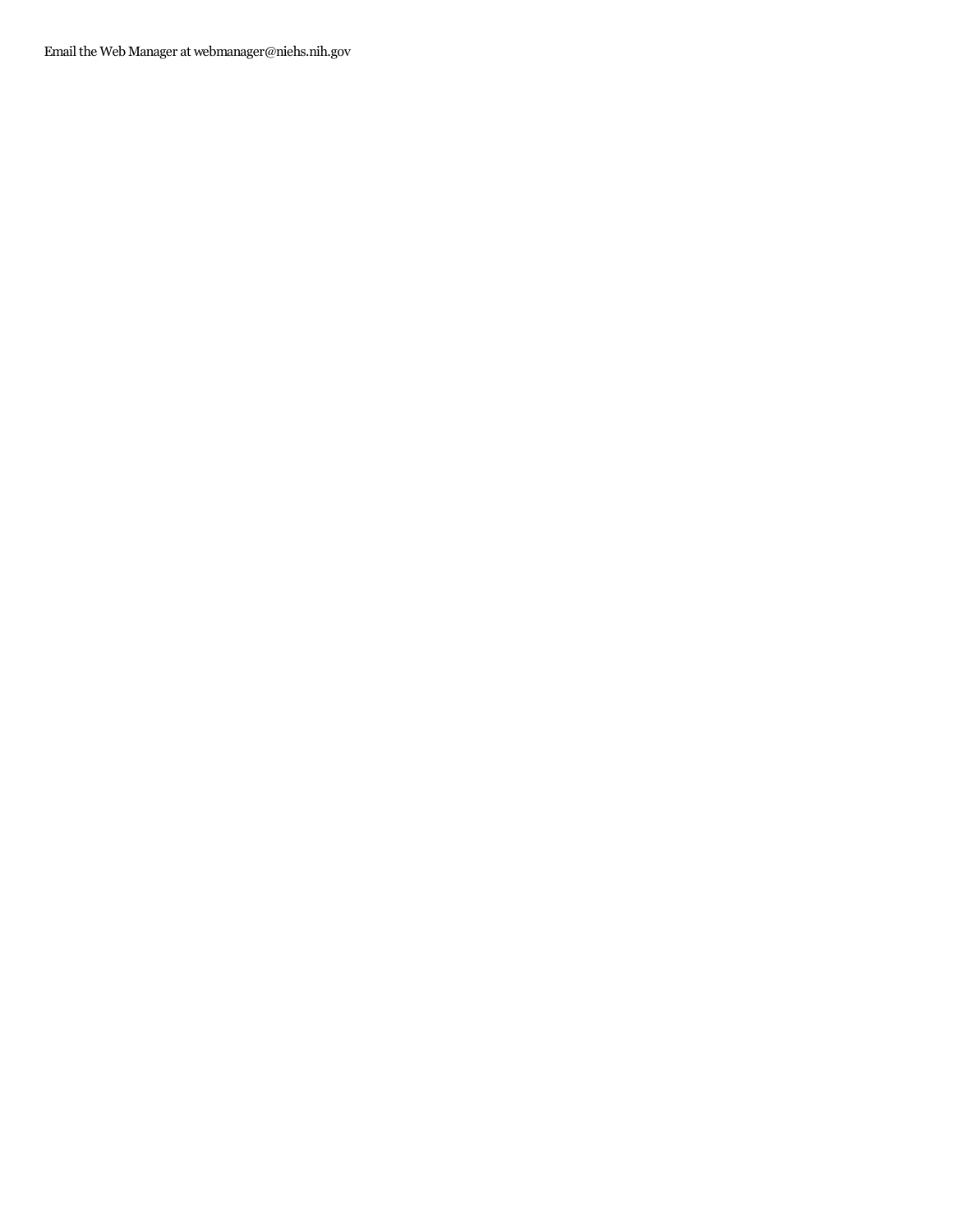Email the Web Manager at webmanager@niehs.nih.gov